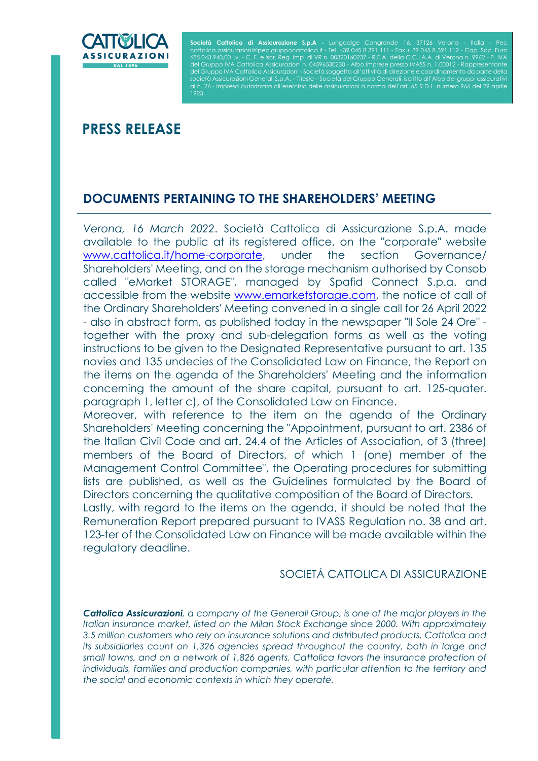**Società Cattolica di Assicurazione S.p.A -** Lungadige Cangrande 16, 37126 Verona - Italia - Pec cattolica.assicurazioni@pec.gruppocattolica.it - Tel. +39 045 8 391 111 - Fax + 39 045 8 391 112 - Cap. Soc. Euro 685.043.940,00 i.v. - C. F. e iscr. Reg. Imp. di VR n. 00320160237 - R.E.A. della C.C.I.A.A. di Verona n. 9962 - P. IVA del Gruppo IVA Cattolica Assicurazioni n. 04596530230 - Albo Imprese presso IVASS n. 1.00012 - Rappresentante del Gruppo IVA Cattolica Assicurazioni - Società soggetta all'attività di direzione e coordinamento da parte della società Assicurazioni Generali S.p.A. – Trieste – Società del Gruppo Generali, iscritto all'Albo dei gruppi assicurativi al n. 26 - Impresa autorizzata all'esercizio delle assicurazioni a norma dell'art. 65 R.D.L. numero 966 del 29 aprile 1923.

# PRESS RELEASE

## DOCUMENTS PERTAINING TO THE SHAREHOLDERS' MEETING

*Verona, 16 March 2022*. Società Cattolica di Assicurazione S.p.A. made available to the public at its registered office, on the "corporate" website www.cattolica.it/home-corporate, under the section Governance/ Shareholders' Meeting, and on the storage mechanism authorised by Consob called "eMarket STORAGE", managed by Spafid Connect S.p.a. and accessible from the website www.emarketstorage.com, the notice of call of the Ordinary Shareholders' Meeting convened in a single call for 26 April 2022 - also in abstract form, as published today in the newspaper "Il Sole 24 Ore" - together with the proxy and sub-delegation forms as well as the voting instructions to be given to the Designated Representative pursuant to art. 135 novies and 135 undecies of the Consolidated Law on Finance, the Report on the items on the agenda of the Shareholders' Meeting and the information concerning the amount of the share capital, pursuant to art. 125-quater. paragraph 1, letter c), of the Consolidated Law on Finance.

Moreover, with reference to the item on the agenda of the Ordinary Shareholders' Meeting concerning the "Appointment, pursuant to art. 2386 of the Italian Civil Code and art. 24.4 of the Articles of Association, of 3 (three) members of the Board of Directors, of which 1 (one) member of the Management Control Committee", the Operating procedures for submitting lists are published, as well as the Guidelines formulated by the Board of Directors concerning the qualitative composition of the Board of Directors.

Lastly, with regard to the items on the agenda, it should be noted that the Remuneration Report prepared pursuant to IVASS Regulation no. 38 and art. 123-ter of the Consolidated Law on Finance will be made available within the regulatory deadline.

SOCIETÁ CATTOLICA DI ASSICURAZIONE

***Cattolica Assicurazioni****, a company of the Generali Group, is one of the major players in the Italian insurance market, listed on the Milan Stock Exchange since 2000. With approximately 3.5 million customers who rely on insurance solutions and distributed products, Cattolica and its subsidiaries count on 1,326 agencies spread throughout the country, both in large and small towns, and on a network of 1,826 agents. Cattolica favors the insurance protection of individuals, families and production companies, with particular attention to the territory and the social and economic contexts in which they operate.*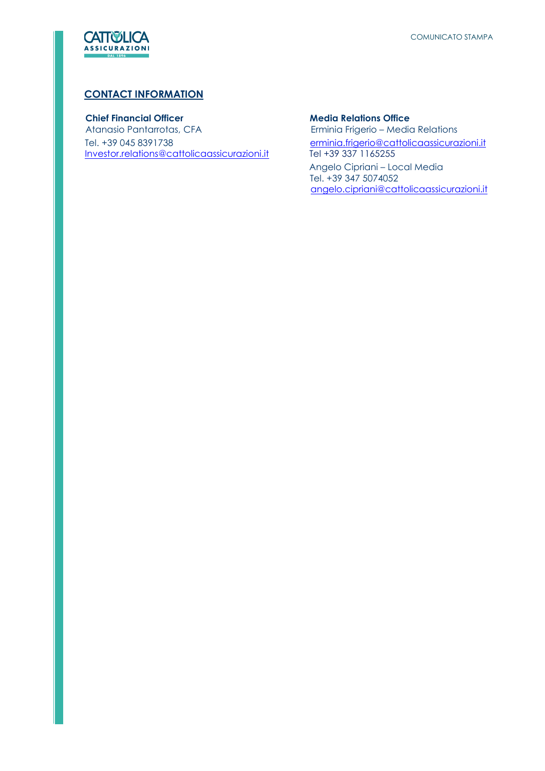## CONTACT INFORMATION

**Chief Financial Officer**
Atanasio Pantarrotas, CFA
Tel. +39 045 8391738
Investor.relations@cattolicaassicurazioni.it

**Media Relations Office**
Erminia Frigerio – Media Relations
erminia.frigerio@cattolicaassicurazioni.it
Tel +39 337 1165255

Angelo Cipriani – Local Media
Tel. +39 347 5074052
angelo.cipriani@cattolicaassicurazioni.it